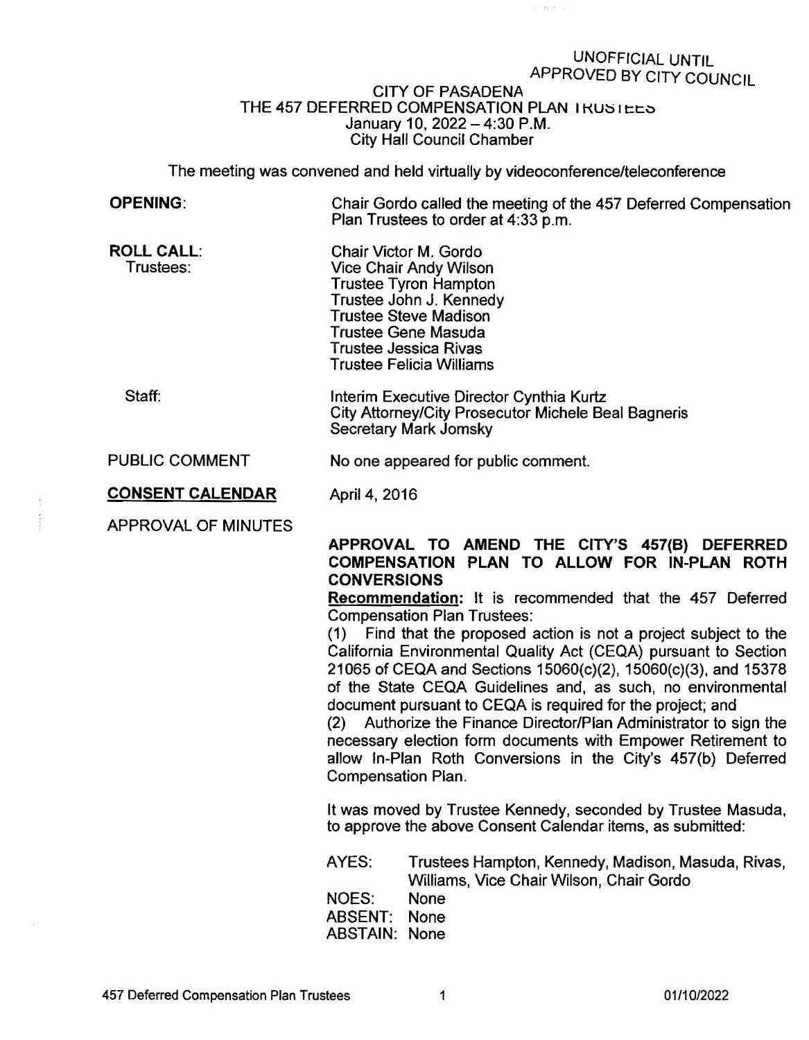UNOFFICIAL UNTIL
APPROVED BY CITY COUNCIL

CITY OF PASADENA
THE 457 DEFERRED COMPENSATION PLAN TRUSTEES
January 10, 2022 – 4:30 P.M.
City Hall Council Chamber

The meeting was convened and held virtually by videoconference/teleconference

**OPENING:** Chair Gordo called the meeting of the 457 Deferred Compensation Plan Trustees to order at 4:33 p.m.

**ROLL CALL:**
Trustees:
Chair Victor M. Gordo
Vice Chair Andy Wilson
Trustee Tyron Hampton
Trustee John J. Kennedy
Trustee Steve Madison
Trustee Gene Masuda
Trustee Jessica Rivas
Trustee Felicia Williams

Staff:
Interim Executive Director Cynthia Kurtz
City Attorney/City Prosecutor Michele Beal Bagneris
Secretary Mark Jomsky

PUBLIC COMMENT No one appeared for public comment.

**CONSENT CALENDAR**

APPROVAL OF MINUTES April 4, 2016

**APPROVAL TO AMEND THE CITY'S 457(B) DEFERRED COMPENSATION PLAN TO ALLOW FOR IN-PLAN ROTH CONVERSIONS**

**Recommendation:** It is recommended that the 457 Deferred Compensation Plan Trustees:

(1) Find that the proposed action is not a project subject to the California Environmental Quality Act (CEQA) pursuant to Section 21065 of CEQA and Sections 15060(c)(2), 15060(c)(3), and 15378 of the State CEQA Guidelines and, as such, no environmental document pursuant to CEQA is required for the project; and

(2) Authorize the Finance Director/Plan Administrator to sign the necessary election form documents with Empower Retirement to allow In-Plan Roth Conversions in the City's 457(b) Deferred Compensation Plan.

It was moved by Trustee Kennedy, seconded by Trustee Masuda, to approve the above Consent Calendar items, as submitted:

AYES: Trustees Hampton, Kennedy, Madison, Masuda, Rivas, Williams, Vice Chair Wilson, Chair Gordo
NOES: None
ABSENT: None
ABSTAIN: None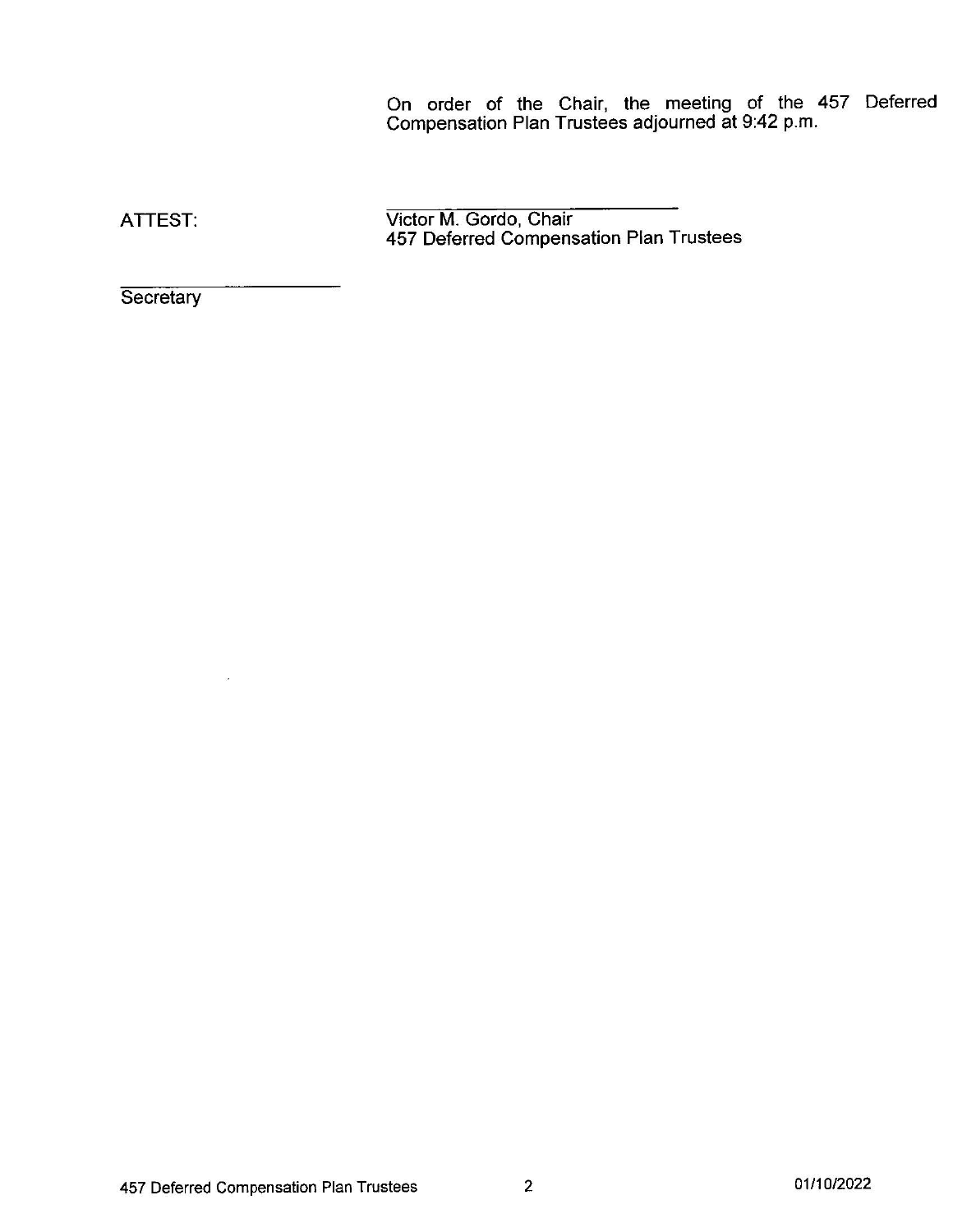On order of the Chair, the meeting of the 457 Deferred Compensation Plan Trustees adjourned at 9:42 p.m.

ATTEST:

\_\_\_\_\_\_\_\_\_\_\_\_\_\_\_\_\_\_\_\_\_\_\_\_\_\_
Victor M. Gordo, Chair
457 Deferred Compensation Plan Trustees

\_\_\_\_\_\_\_\_\_\_\_\_\_\_\_\_\_\_\_\_\_\_\_\_\_\_
Secretary